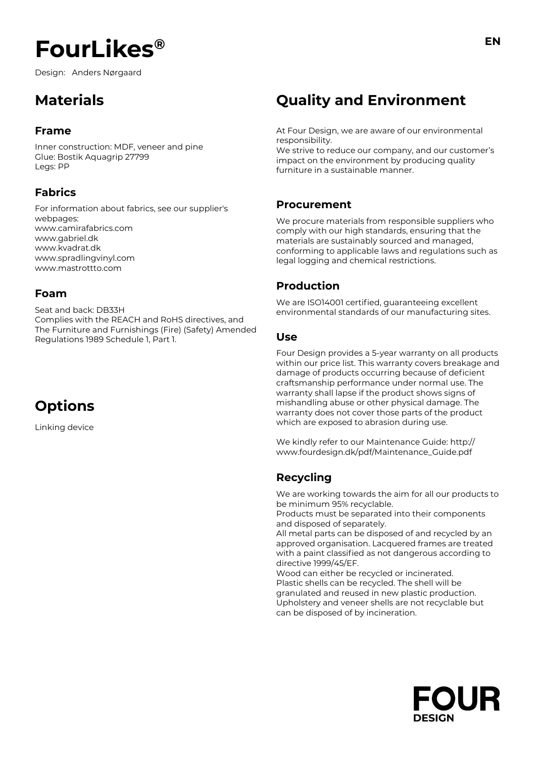# FourLikes®

Design: Anders Nørgaard

EN

## Materials

### Frame

Inner construction: MDF, veneer and pine
Glue: Bostik Aquagrip 27799
Legs: PP

### Fabrics

For information about fabrics, see our supplier's webpages:
www.camirafabrics.com
www.gabriel.dk
www.kvadrat.dk
www.spradlingvinyl.com
www.mastrottto.com

### Foam

Seat and back: DB33H
Complies with the REACH and RoHS directives, and The Furniture and Furnishings (Fire) (Safety) Amended Regulations 1989 Schedule 1, Part 1.

## Options

Linking device

## Quality and Environment

At Four Design, we are aware of our environmental responsibility.
We strive to reduce our company, and our customer's impact on the environment by producing quality furniture in a sustainable manner.

### Procurement

We procure materials from responsible suppliers who comply with our high standards, ensuring that the materials are sustainably sourced and managed, conforming to applicable laws and regulations such as legal logging and chemical restrictions.

### Production

We are ISO14001 certified, guaranteeing excellent environmental standards of our manufacturing sites.

### Use

Four Design provides a 5-year warranty on all products within our price list. This warranty covers breakage and damage of products occurring because of deficient craftsmanship performance under normal use. The warranty shall lapse if the product shows signs of mishandling abuse or other physical damage. The warranty does not cover those parts of the product which are exposed to abrasion during use.

We kindly refer to our Maintenance Guide: http://www.fourdesign.dk/pdf/Maintenance_Guide.pdf

### Recycling

We are working towards the aim for all our products to be minimum 95% recyclable.
Products must be separated into their components and disposed of separately.
All metal parts can be disposed of and recycled by an approved organisation. Lacquered frames are treated with a paint classified as not dangerous according to directive 1999/45/EF.
Wood can either be recycled or incinerated.
Plastic shells can be recycled. The shell will be granulated and reused in new plastic production.
Upholstery and veneer shells are not recyclable but can be disposed of by incineration.

FOUR DESIGN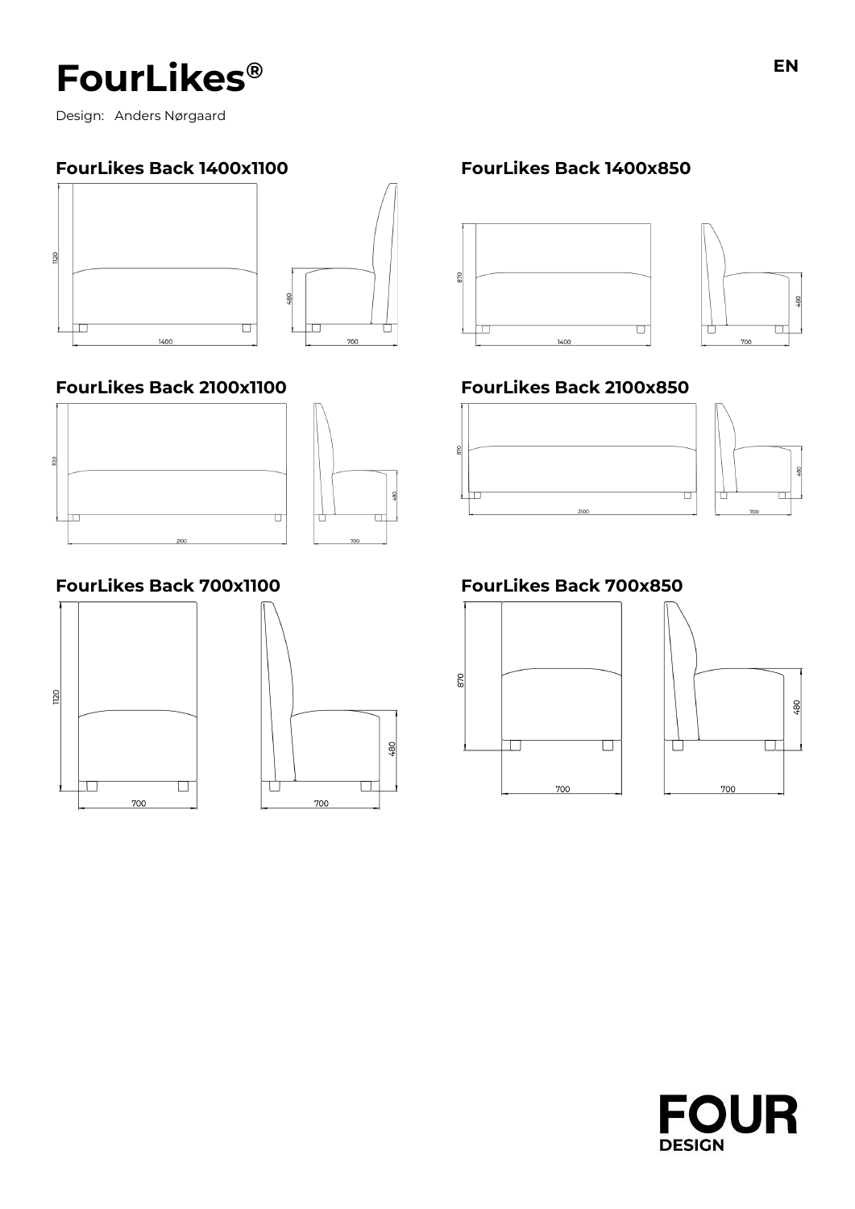# FourLikes®

Design: Anders Nørgaard

EN

## FourLikes Back 1400x1100

1120

1400

480

700

## FourLikes Back 1400x850

870

1400

480

700

## FourLikes Back 2100x1100

1120

2100

480

700

## FourLikes Back 2100x850

870

2100

480

700

## FourLikes Back 700x1100

1120

700

480

700

## FourLikes Back 700x850

870

700

480

700

**FOUR** DESIGN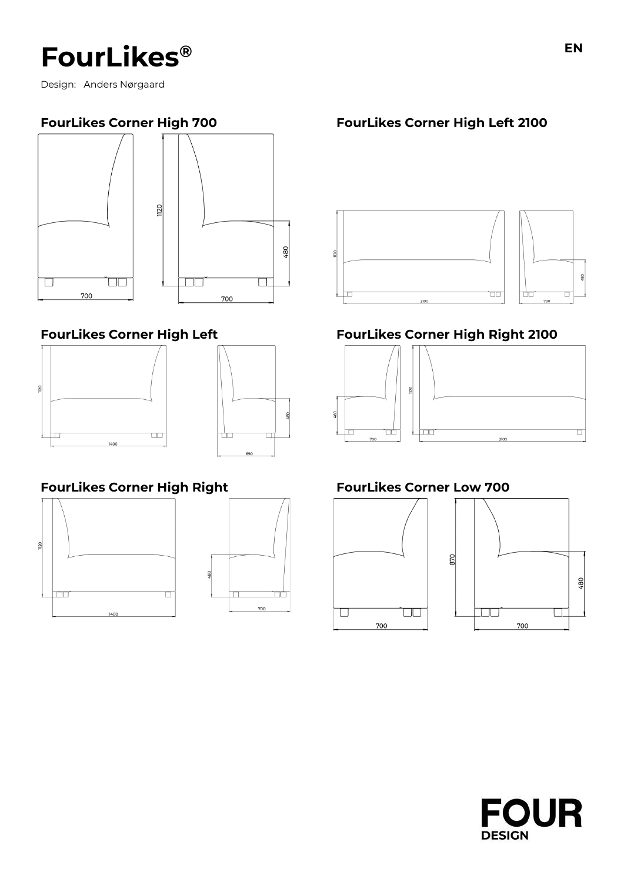# FourLikes®

Design: Anders Nørgaard

### FourLikes Corner High 700

1120

480

700

700

### FourLikes Corner High Left 2100

1120

2100

480

700

### FourLikes Corner High Left

1120

1400

480

690

### FourLikes Corner High Right 2100

480

700

1120

2100

### FourLikes Corner High Right

1120

1400

480

700

### FourLikes Corner Low 700

870

480

700

700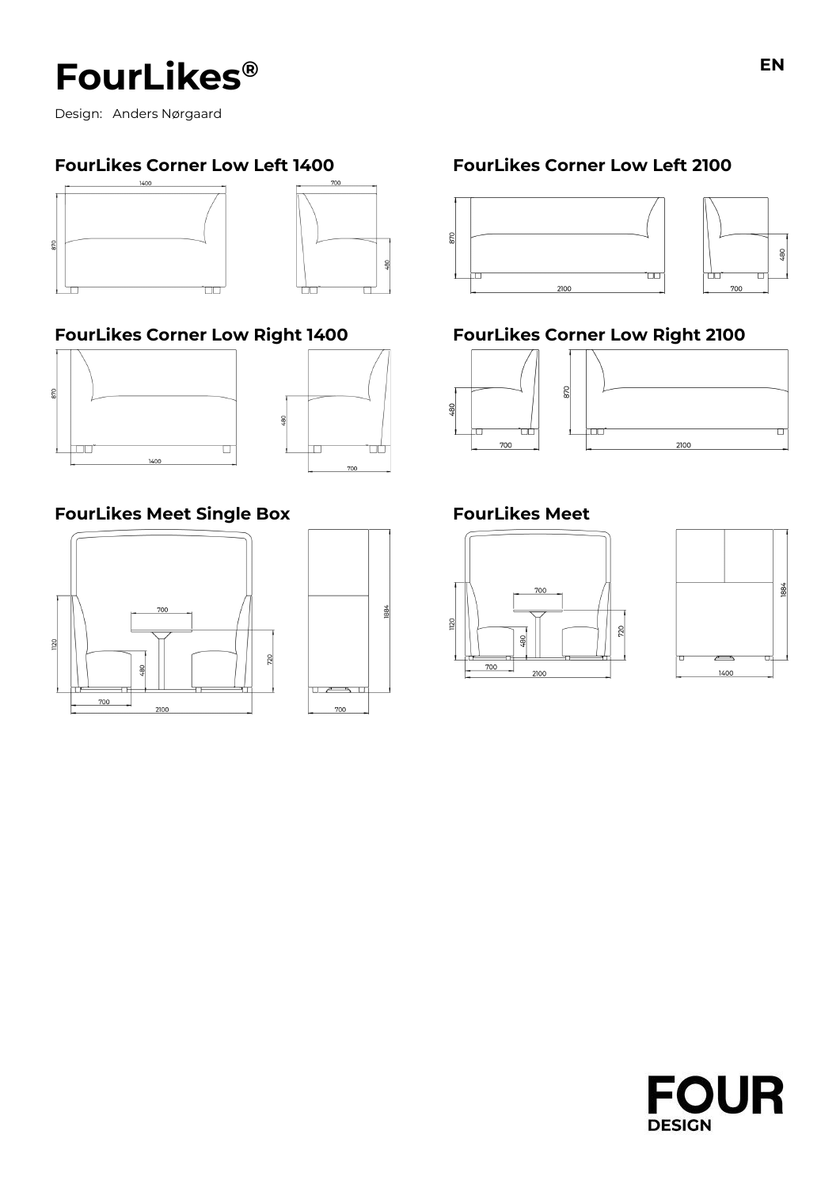# FourLikes®

EN

Design: Anders Nørgaard

### FourLikes Corner Low Left 1400

1400
870
700
480

### FourLikes Corner Low Left 2100

870
2100
480
700

### FourLikes Corner Low Right 1400

870
1400
480
700

### FourLikes Corner Low Right 2100

480
700
870
2100

### FourLikes Meet Single Box

1120
700
480
720
700
2100
1884
700

### FourLikes Meet

1120
700
480
720
700
2100
1884
1400

FOUR DESIGN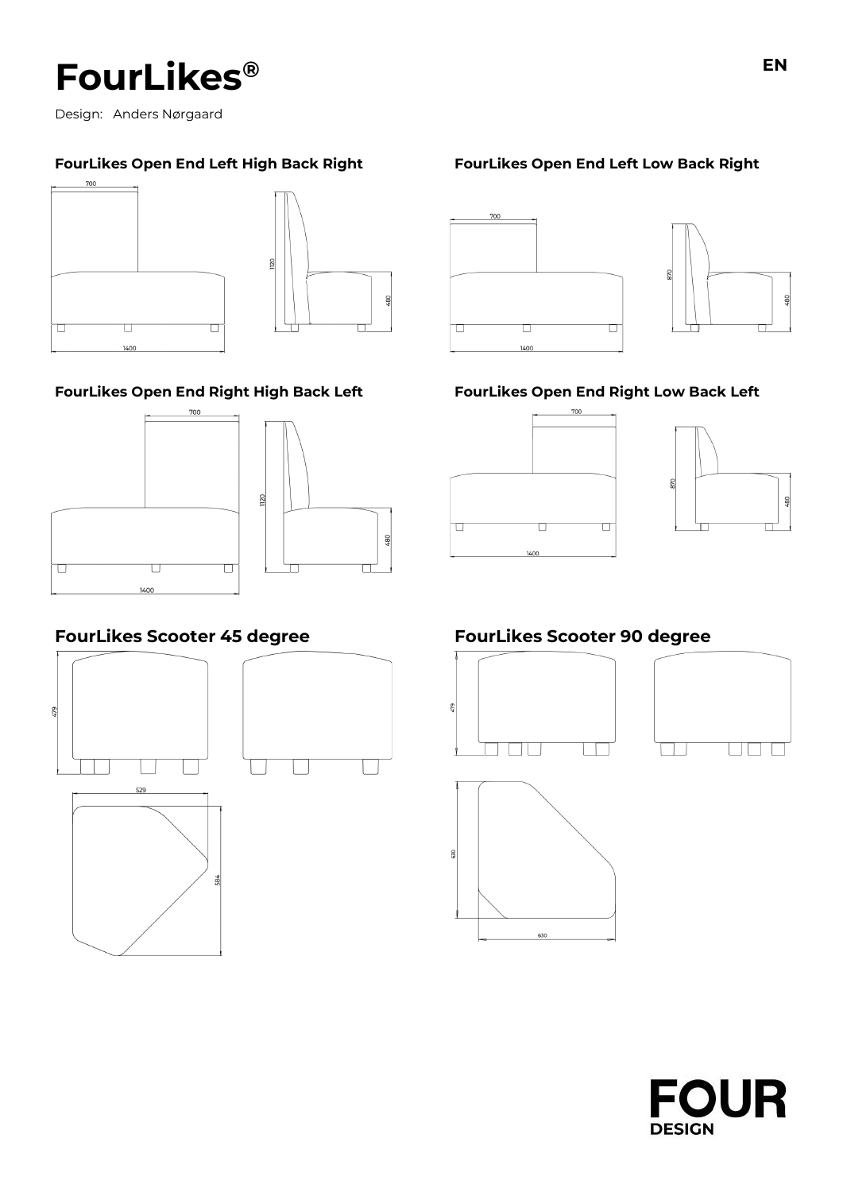# FourLikes®

Design: Anders Nørgaard

**EN**

### FourLikes Open End Left High Back Right

700

1120

480

1400

### FourLikes Open End Left Low Back Right

700

870

480

1400

### FourLikes Open End Right High Back Left

700

1120

480

1400

### FourLikes Open End Right Low Back Left

700

870

480

1400

## FourLikes Scooter 45 degree

479

529

584

## FourLikes Scooter 90 degree

479

630

630

**FOUR DESIGN**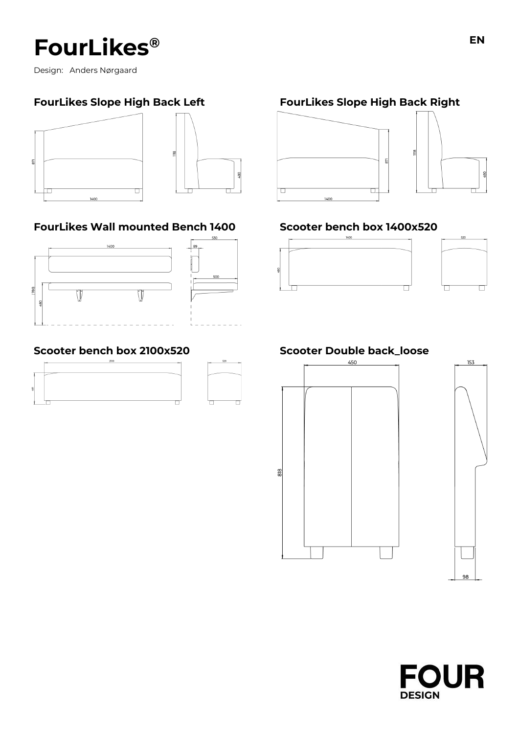# FourLikes®

Design: Anders Nørgaard

EN

## FourLikes Slope High Back Left

871

1400

1118

480

## FourLikes Slope High Back Right

871

1400

1118

480

## FourLikes Wall mounted Bench 1400

1400

1780

480

530

89

500

## Scooter bench box 1400x520

1400

480

520

## Scooter bench box 2100x520

2100

481

520

## Scooter Double back_loose

450

818

153

98

**FOUR**
**DESIGN**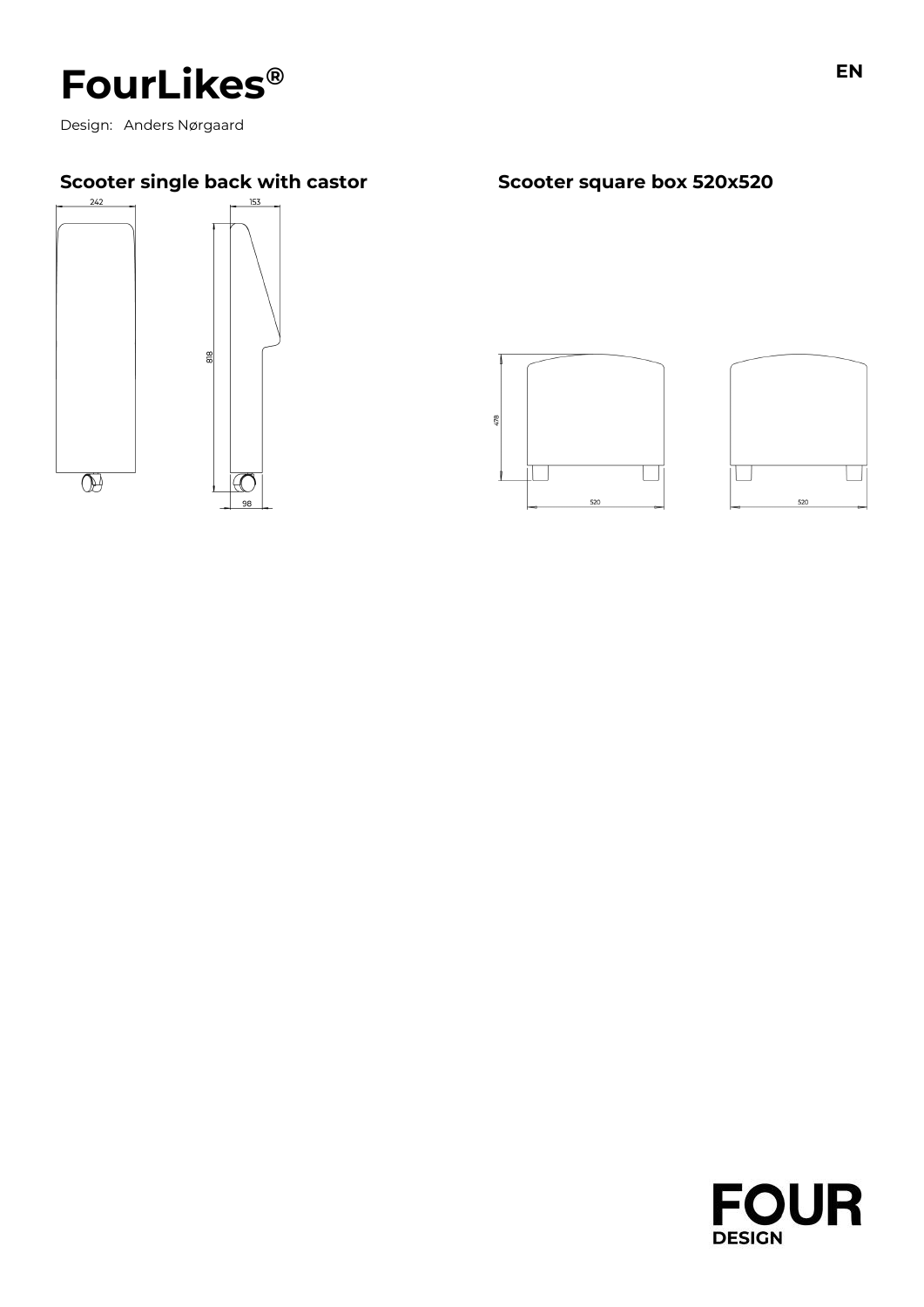# FourLikes®

EN

Design: Anders Nørgaard

## Scooter single back with castor

242

153

818

98

## Scooter square box 520x520

478

520

520

FOUR DESIGN